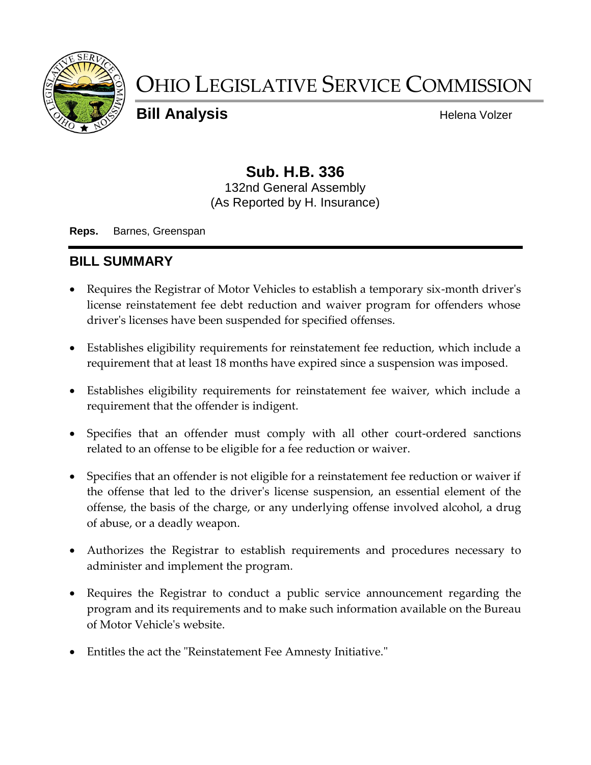# OHIO LEGISLATIVE SERVICE COMMISSION

**Bill Analysis** Helena Volzer

## Sub. H.B. 336

132nd General Assembly
(As Reported by H. Insurance)

**Reps.** Barnes, Greenspan

## BILL SUMMARY

- Requires the Registrar of Motor Vehicles to establish a temporary six-month driver's license reinstatement fee debt reduction and waiver program for offenders whose driver's licenses have been suspended for specified offenses.
- Establishes eligibility requirements for reinstatement fee reduction, which include a requirement that at least 18 months have expired since a suspension was imposed.
- Establishes eligibility requirements for reinstatement fee waiver, which include a requirement that the offender is indigent.
- Specifies that an offender must comply with all other court-ordered sanctions related to an offense to be eligible for a fee reduction or waiver.
- Specifies that an offender is not eligible for a reinstatement fee reduction or waiver if the offense that led to the driver's license suspension, an essential element of the offense, the basis of the charge, or any underlying offense involved alcohol, a drug of abuse, or a deadly weapon.
- Authorizes the Registrar to establish requirements and procedures necessary to administer and implement the program.
- Requires the Registrar to conduct a public service announcement regarding the program and its requirements and to make such information available on the Bureau of Motor Vehicle's website.
- Entitles the act the "Reinstatement Fee Amnesty Initiative."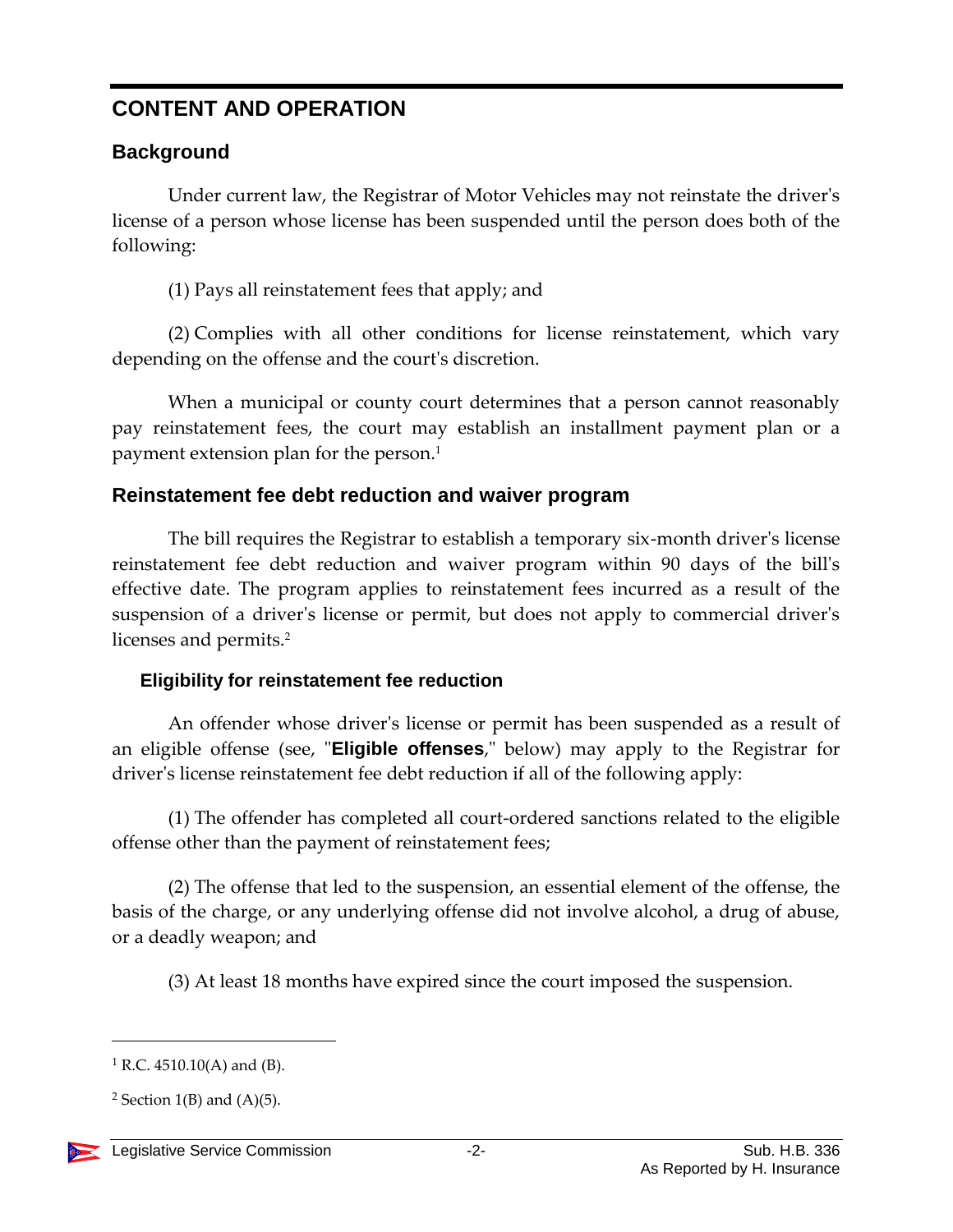## CONTENT AND OPERATION

### Background

Under current law, the Registrar of Motor Vehicles may not reinstate the driver's license of a person whose license has been suspended until the person does both of the following:

(1) Pays all reinstatement fees that apply; and

(2) Complies with all other conditions for license reinstatement, which vary depending on the offense and the court's discretion.

When a municipal or county court determines that a person cannot reasonably pay reinstatement fees, the court may establish an installment payment plan or a payment extension plan for the person.[1]

### Reinstatement fee debt reduction and waiver program

The bill requires the Registrar to establish a temporary six-month driver's license reinstatement fee debt reduction and waiver program within 90 days of the bill's effective date. The program applies to reinstatement fees incurred as a result of the suspension of a driver's license or permit, but does not apply to commercial driver's licenses and permits.[2]

#### Eligibility for reinstatement fee reduction

An offender whose driver's license or permit has been suspended as a result of an eligible offense (see, "**Eligible offenses**," below) may apply to the Registrar for driver's license reinstatement fee debt reduction if all of the following apply:

(1) The offender has completed all court-ordered sanctions related to the eligible offense other than the payment of reinstatement fees;

(2) The offense that led to the suspension, an essential element of the offense, the basis of the charge, or any underlying offense did not involve alcohol, a drug of abuse, or a deadly weapon; and

(3) At least 18 months have expired since the court imposed the suspension.

---

[1] R.C. 4510.10(A) and (B).

[2] Section 1(B) and (A)(5).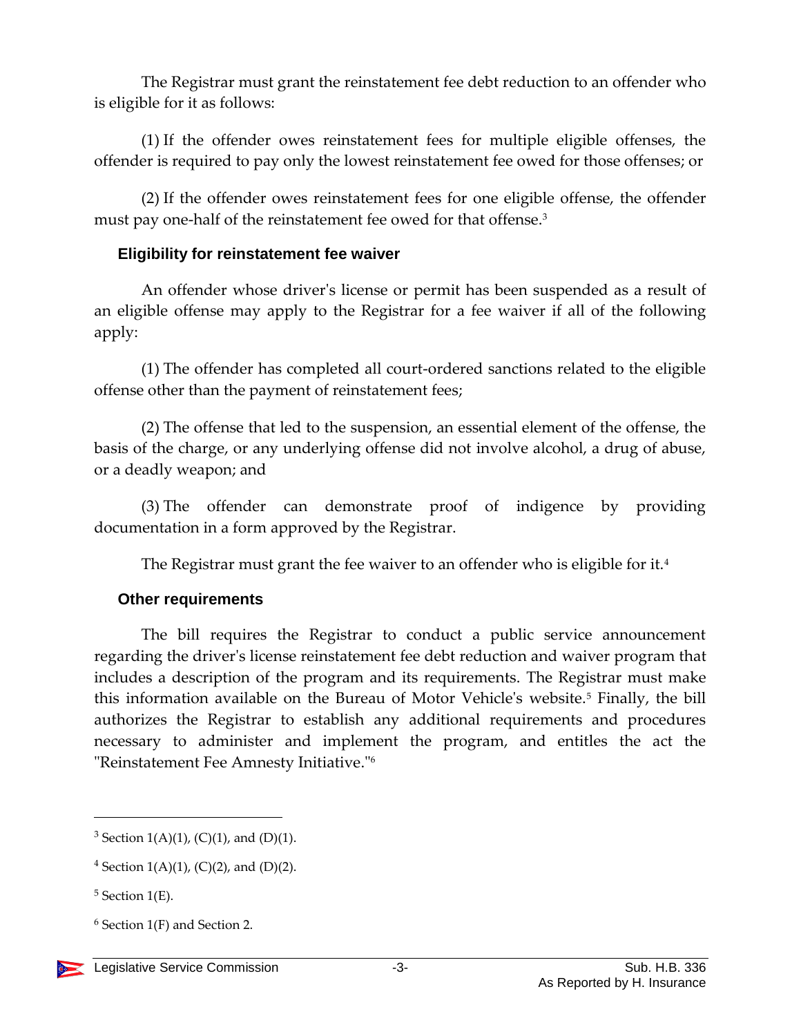The Registrar must grant the reinstatement fee debt reduction to an offender who is eligible for it as follows:

(1) If the offender owes reinstatement fees for multiple eligible offenses, the offender is required to pay only the lowest reinstatement fee owed for those offenses; or

(2) If the offender owes reinstatement fees for one eligible offense, the offender must pay one-half of the reinstatement fee owed for that offense.[3]

### Eligibility for reinstatement fee waiver

An offender whose driver's license or permit has been suspended as a result of an eligible offense may apply to the Registrar for a fee waiver if all of the following apply:

(1) The offender has completed all court-ordered sanctions related to the eligible offense other than the payment of reinstatement fees;

(2) The offense that led to the suspension, an essential element of the offense, the basis of the charge, or any underlying offense did not involve alcohol, a drug of abuse, or a deadly weapon; and

(3) The offender can demonstrate proof of indigence by providing documentation in a form approved by the Registrar.

The Registrar must grant the fee waiver to an offender who is eligible for it.[4]

### Other requirements

The bill requires the Registrar to conduct a public service announcement regarding the driver's license reinstatement fee debt reduction and waiver program that includes a description of the program and its requirements. The Registrar must make this information available on the Bureau of Motor Vehicle's website.[5] Finally, the bill authorizes the Registrar to establish any additional requirements and procedures necessary to administer and implement the program, and entitles the act the "Reinstatement Fee Amnesty Initiative."[6]

---

[3] Section 1(A)(1), (C)(1), and (D)(1).

[4] Section 1(A)(1), (C)(2), and (D)(2).

[5] Section 1(E).

[6] Section 1(F) and Section 2.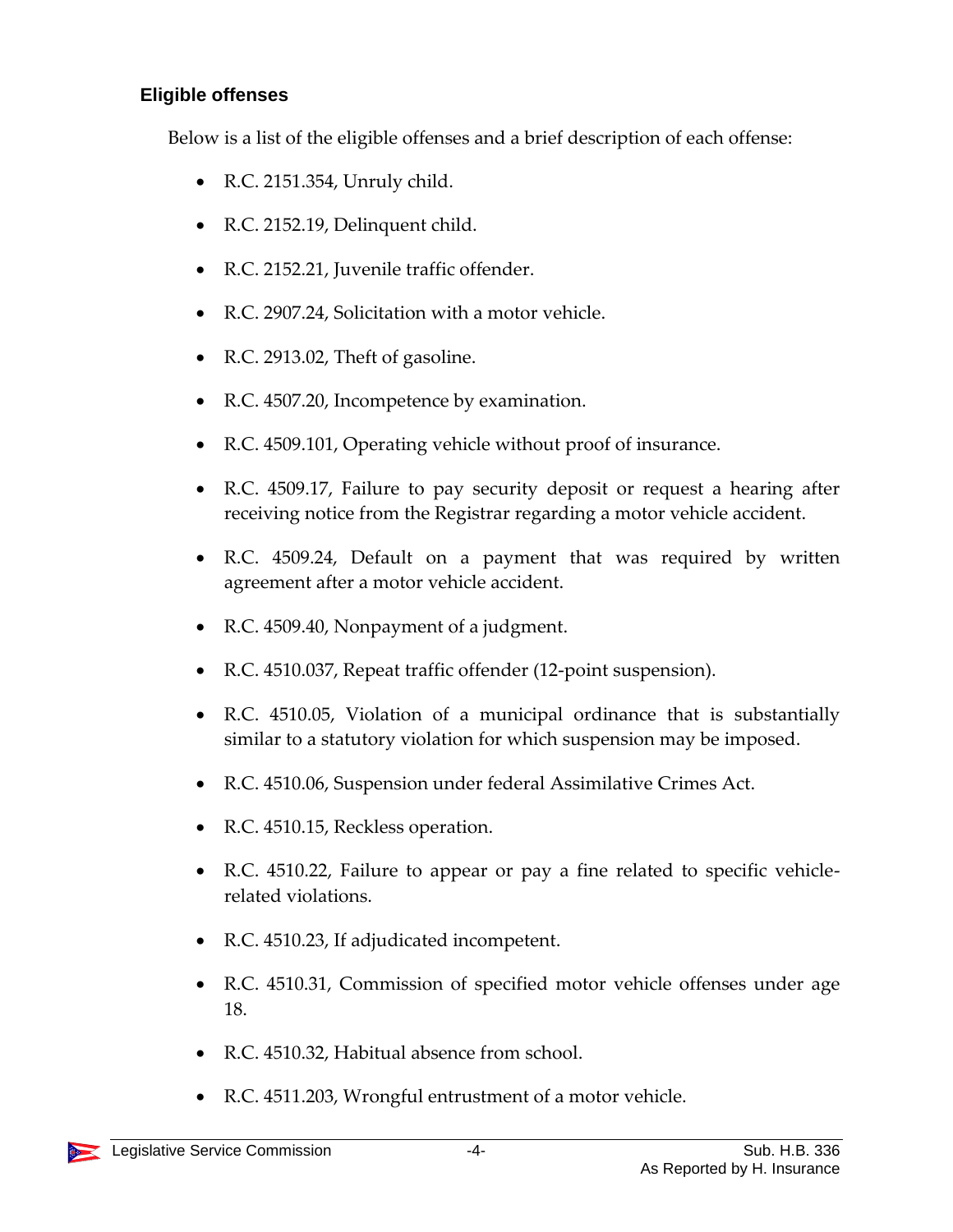### Eligible offenses

Below is a list of the eligible offenses and a brief description of each offense:

- R.C. 2151.354, Unruly child.
- R.C. 2152.19, Delinquent child.
- R.C. 2152.21, Juvenile traffic offender.
- R.C. 2907.24, Solicitation with a motor vehicle.
- R.C. 2913.02, Theft of gasoline.
- R.C. 4507.20, Incompetence by examination.
- R.C. 4509.101, Operating vehicle without proof of insurance.
- R.C. 4509.17, Failure to pay security deposit or request a hearing after receiving notice from the Registrar regarding a motor vehicle accident.
- R.C. 4509.24, Default on a payment that was required by written agreement after a motor vehicle accident.
- R.C. 4509.40, Nonpayment of a judgment.
- R.C. 4510.037, Repeat traffic offender (12-point suspension).
- R.C. 4510.05, Violation of a municipal ordinance that is substantially similar to a statutory violation for which suspension may be imposed.
- R.C. 4510.06, Suspension under federal Assimilative Crimes Act.
- R.C. 4510.15, Reckless operation.
- R.C. 4510.22, Failure to appear or pay a fine related to specific vehicle-related violations.
- R.C. 4510.23, If adjudicated incompetent.
- R.C. 4510.31, Commission of specified motor vehicle offenses under age 18.
- R.C. 4510.32, Habitual absence from school.
- R.C. 4511.203, Wrongful entrustment of a motor vehicle.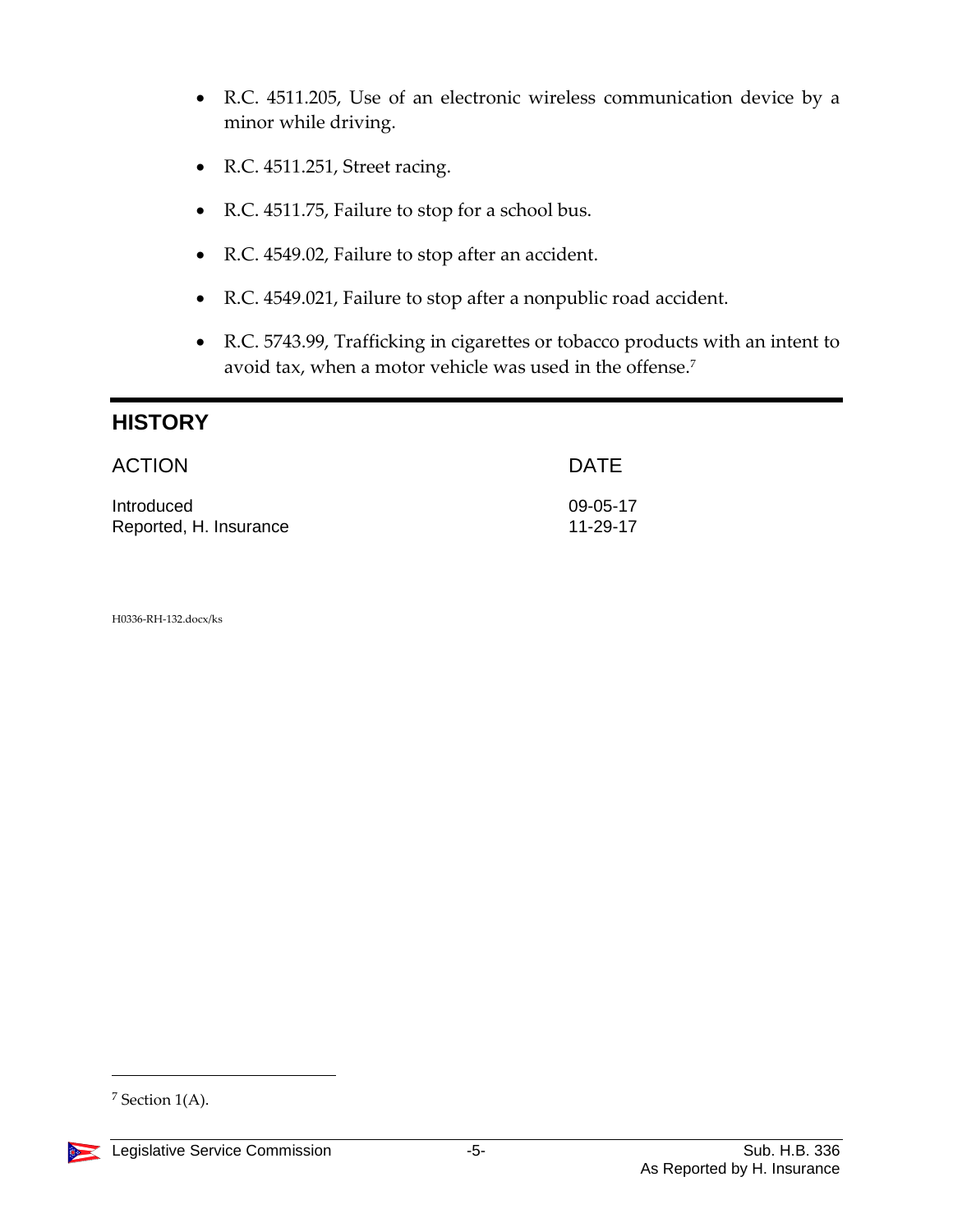- R.C. 4511.205, Use of an electronic wireless communication device by a minor while driving.
- R.C. 4511.251, Street racing.
- R.C. 4511.75, Failure to stop for a school bus.
- R.C. 4549.02, Failure to stop after an accident.
- R.C. 4549.021, Failure to stop after a nonpublic road accident.
- R.C. 5743.99, Trafficking in cigarettes or tobacco products with an intent to avoid tax, when a motor vehicle was used in the offense.[7]

## HISTORY

| ACTION | DATE |
|---|---|
| Introduced | 09-05-17 |
| Reported, H. Insurance | 11-29-17 |

H0336-RH-132.docx/ks

[7] Section 1(A).